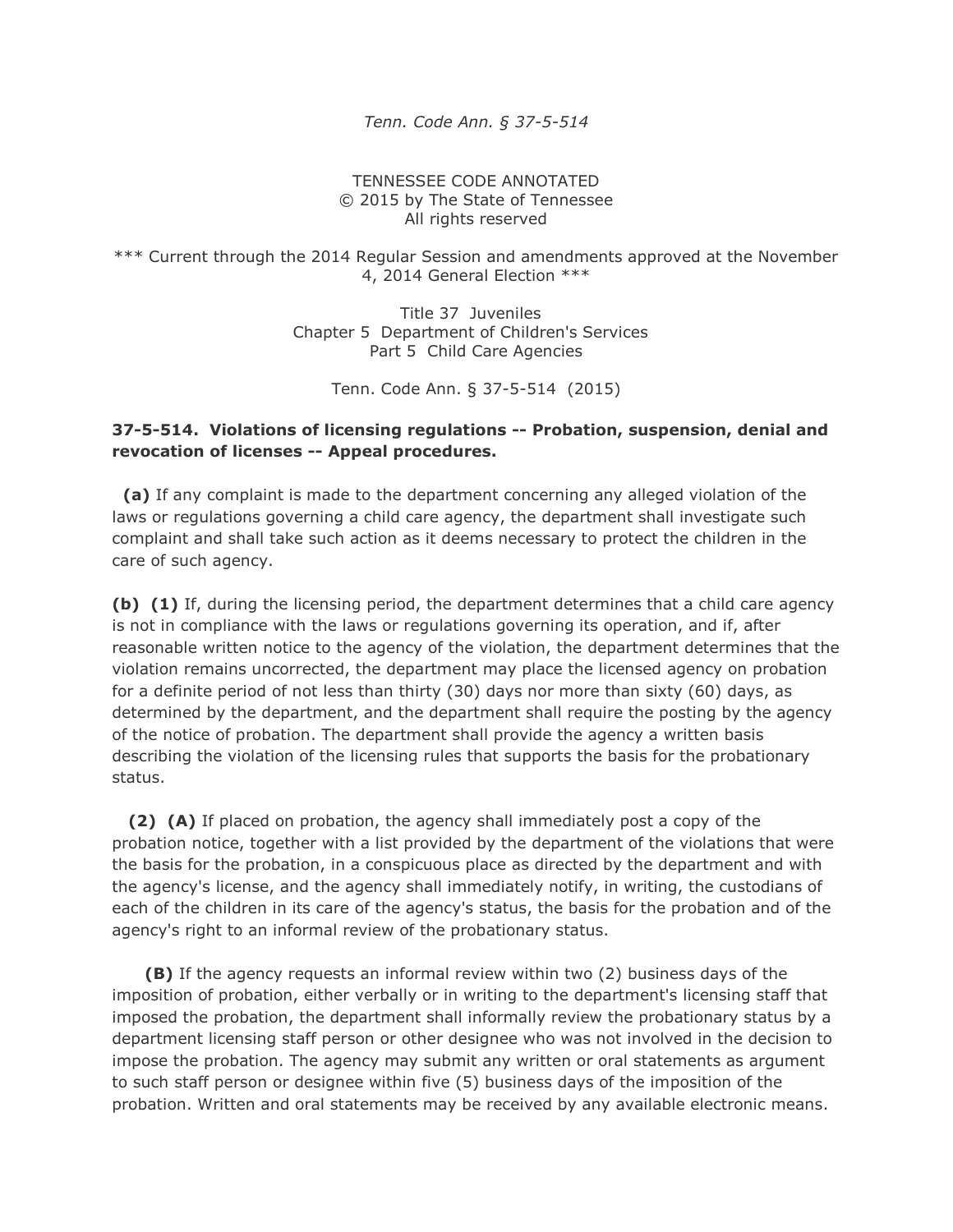*Tenn. Code Ann. § 37-5-514*

TENNESSEE CODE ANNOTATED
© 2015 by The State of Tennessee
All rights reserved

*** Current through the 2014 Regular Session and amendments approved at the November 4, 2014 General Election ***

Title 37 Juveniles
Chapter 5 Department of Children's Services
Part 5 Child Care Agencies

Tenn. Code Ann. § 37-5-514 (2015)

**37-5-514. Violations of licensing regulations -- Probation, suspension, denial and revocation of licenses -- Appeal procedures.**

**(a)** If any complaint is made to the department concerning any alleged violation of the laws or regulations governing a child care agency, the department shall investigate such complaint and shall take such action as it deems necessary to protect the children in the care of such agency.

**(b) (1)** If, during the licensing period, the department determines that a child care agency is not in compliance with the laws or regulations governing its operation, and if, after reasonable written notice to the agency of the violation, the department determines that the violation remains uncorrected, the department may place the licensed agency on probation for a definite period of not less than thirty (30) days nor more than sixty (60) days, as determined by the department, and the department shall require the posting by the agency of the notice of probation. The department shall provide the agency a written basis describing the violation of the licensing rules that supports the basis for the probationary status.

**(2) (A)** If placed on probation, the agency shall immediately post a copy of the probation notice, together with a list provided by the department of the violations that were the basis for the probation, in a conspicuous place as directed by the department and with the agency's license, and the agency shall immediately notify, in writing, the custodians of each of the children in its care of the agency's status, the basis for the probation and of the agency's right to an informal review of the probationary status.

**(B)** If the agency requests an informal review within two (2) business days of the imposition of probation, either verbally or in writing to the department's licensing staff that imposed the probation, the department shall informally review the probationary status by a department licensing staff person or other designee who was not involved in the decision to impose the probation. The agency may submit any written or oral statements as argument to such staff person or designee within five (5) business days of the imposition of the probation. Written and oral statements may be received by any available electronic means.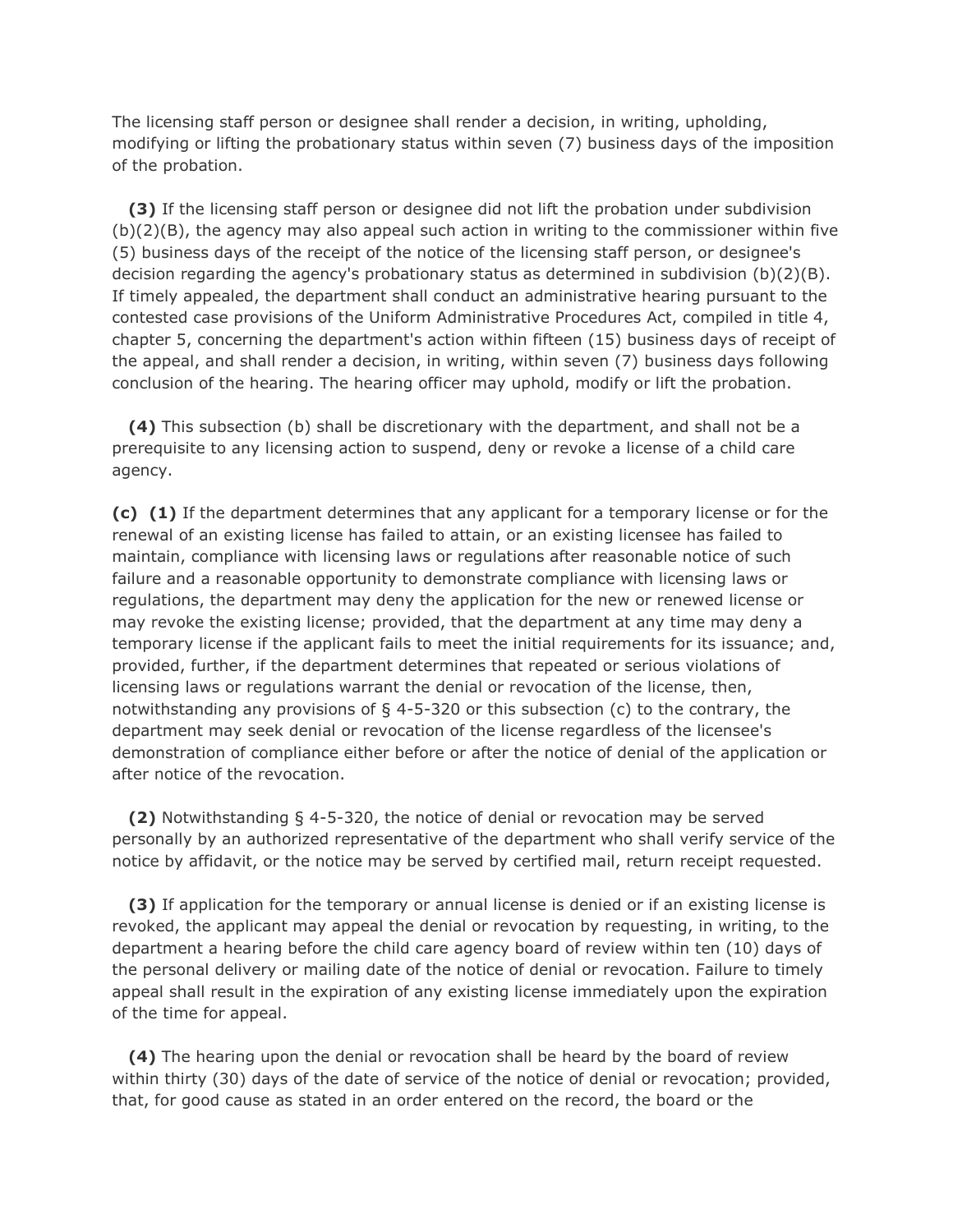The licensing staff person or designee shall render a decision, in writing, upholding, modifying or lifting the probationary status within seven (7) business days of the imposition of the probation.

**(3)** If the licensing staff person or designee did not lift the probation under subdivision (b)(2)(B), the agency may also appeal such action in writing to the commissioner within five (5) business days of the receipt of the notice of the licensing staff person, or designee's decision regarding the agency's probationary status as determined in subdivision (b)(2)(B). If timely appealed, the department shall conduct an administrative hearing pursuant to the contested case provisions of the Uniform Administrative Procedures Act, compiled in title 4, chapter 5, concerning the department's action within fifteen (15) business days of receipt of the appeal, and shall render a decision, in writing, within seven (7) business days following conclusion of the hearing. The hearing officer may uphold, modify or lift the probation.

**(4)** This subsection (b) shall be discretionary with the department, and shall not be a prerequisite to any licensing action to suspend, deny or revoke a license of a child care agency.

**(c)** **(1)** If the department determines that any applicant for a temporary license or for the renewal of an existing license has failed to attain, or an existing licensee has failed to maintain, compliance with licensing laws or regulations after reasonable notice of such failure and a reasonable opportunity to demonstrate compliance with licensing laws or regulations, the department may deny the application for the new or renewed license or may revoke the existing license; provided, that the department at any time may deny a temporary license if the applicant fails to meet the initial requirements for its issuance; and, provided, further, if the department determines that repeated or serious violations of licensing laws or regulations warrant the denial or revocation of the license, then, notwithstanding any provisions of § 4-5-320 or this subsection (c) to the contrary, the department may seek denial or revocation of the license regardless of the licensee's demonstration of compliance either before or after the notice of denial of the application or after notice of the revocation.

**(2)** Notwithstanding § 4-5-320, the notice of denial or revocation may be served personally by an authorized representative of the department who shall verify service of the notice by affidavit, or the notice may be served by certified mail, return receipt requested.

**(3)** If application for the temporary or annual license is denied or if an existing license is revoked, the applicant may appeal the denial or revocation by requesting, in writing, to the department a hearing before the child care agency board of review within ten (10) days of the personal delivery or mailing date of the notice of denial or revocation. Failure to timely appeal shall result in the expiration of any existing license immediately upon the expiration of the time for appeal.

**(4)** The hearing upon the denial or revocation shall be heard by the board of review within thirty (30) days of the date of service of the notice of denial or revocation; provided, that, for good cause as stated in an order entered on the record, the board or the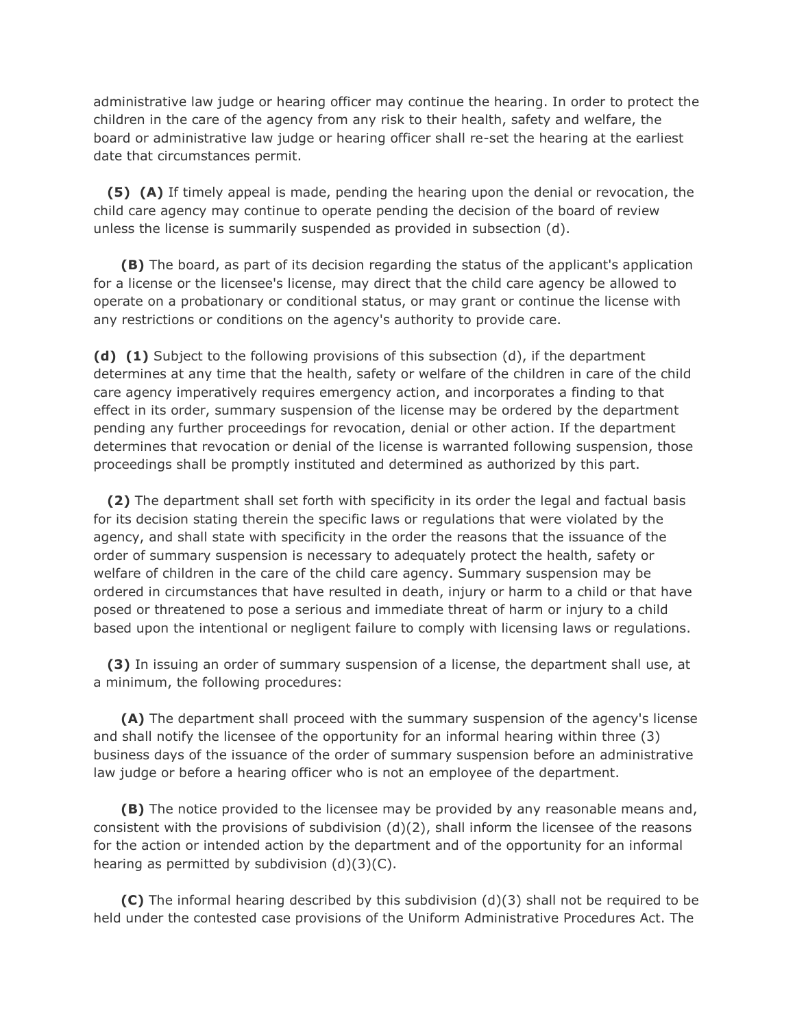administrative law judge or hearing officer may continue the hearing. In order to protect the children in the care of the agency from any risk to their health, safety and welfare, the board or administrative law judge or hearing officer shall re-set the hearing at the earliest date that circumstances permit.

**(5) (A)** If timely appeal is made, pending the hearing upon the denial or revocation, the child care agency may continue to operate pending the decision of the board of review unless the license is summarily suspended as provided in subsection (d).

**(B)** The board, as part of its decision regarding the status of the applicant's application for a license or the licensee's license, may direct that the child care agency be allowed to operate on a probationary or conditional status, or may grant or continue the license with any restrictions or conditions on the agency's authority to provide care.

**(d) (1)** Subject to the following provisions of this subsection (d), if the department determines at any time that the health, safety or welfare of the children in care of the child care agency imperatively requires emergency action, and incorporates a finding to that effect in its order, summary suspension of the license may be ordered by the department pending any further proceedings for revocation, denial or other action. If the department determines that revocation or denial of the license is warranted following suspension, those proceedings shall be promptly instituted and determined as authorized by this part.

**(2)** The department shall set forth with specificity in its order the legal and factual basis for its decision stating therein the specific laws or regulations that were violated by the agency, and shall state with specificity in the order the reasons that the issuance of the order of summary suspension is necessary to adequately protect the health, safety or welfare of children in the care of the child care agency. Summary suspension may be ordered in circumstances that have resulted in death, injury or harm to a child or that have posed or threatened to pose a serious and immediate threat of harm or injury to a child based upon the intentional or negligent failure to comply with licensing laws or regulations.

**(3)** In issuing an order of summary suspension of a license, the department shall use, at a minimum, the following procedures:

**(A)** The department shall proceed with the summary suspension of the agency's license and shall notify the licensee of the opportunity for an informal hearing within three (3) business days of the issuance of the order of summary suspension before an administrative law judge or before a hearing officer who is not an employee of the department.

**(B)** The notice provided to the licensee may be provided by any reasonable means and, consistent with the provisions of subdivision (d)(2), shall inform the licensee of the reasons for the action or intended action by the department and of the opportunity for an informal hearing as permitted by subdivision (d)(3)(C).

**(C)** The informal hearing described by this subdivision (d)(3) shall not be required to be held under the contested case provisions of the Uniform Administrative Procedures Act. The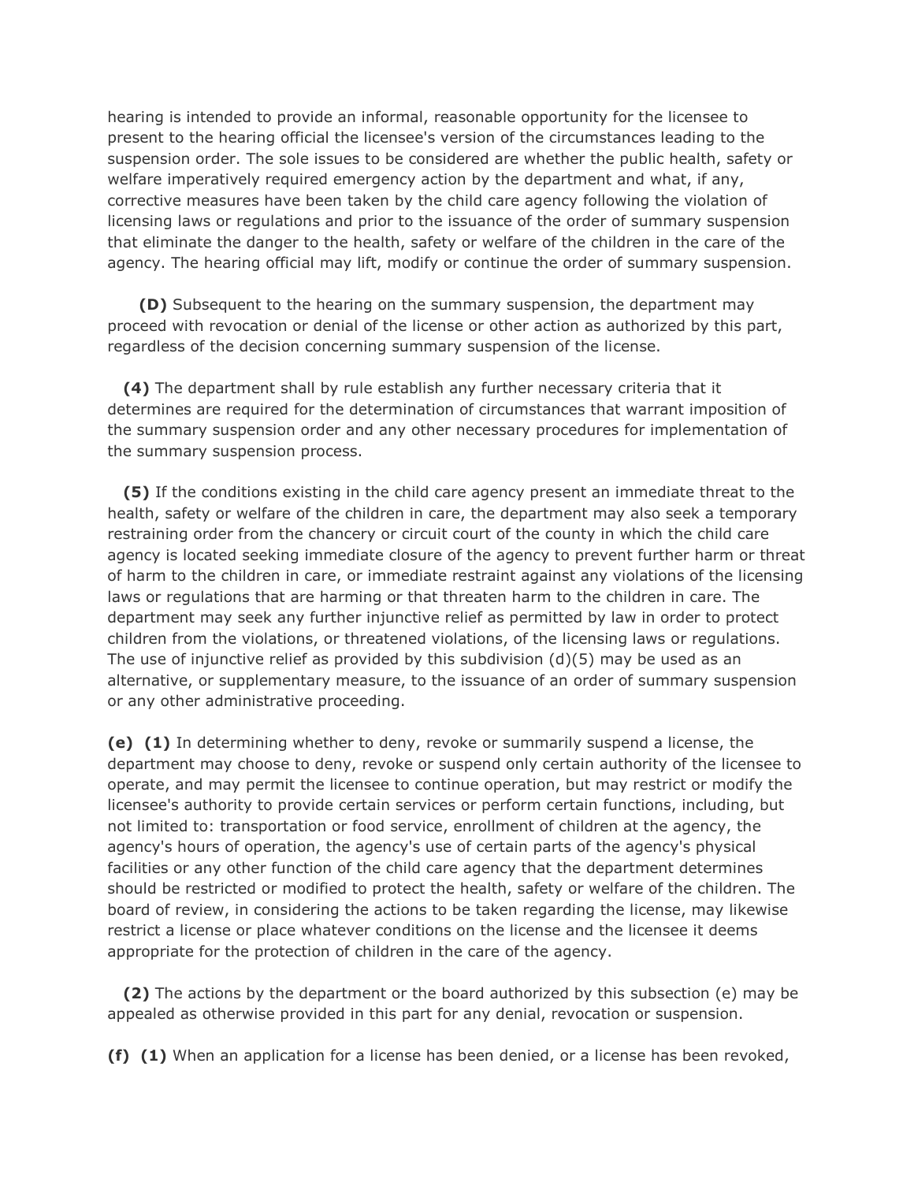hearing is intended to provide an informal, reasonable opportunity for the licensee to present to the hearing official the licensee's version of the circumstances leading to the suspension order. The sole issues to be considered are whether the public health, safety or welfare imperatively required emergency action by the department and what, if any, corrective measures have been taken by the child care agency following the violation of licensing laws or regulations and prior to the issuance of the order of summary suspension that eliminate the danger to the health, safety or welfare of the children in the care of the agency. The hearing official may lift, modify or continue the order of summary suspension.

**(D)** Subsequent to the hearing on the summary suspension, the department may proceed with revocation or denial of the license or other action as authorized by this part, regardless of the decision concerning summary suspension of the license.

**(4)** The department shall by rule establish any further necessary criteria that it determines are required for the determination of circumstances that warrant imposition of the summary suspension order and any other necessary procedures for implementation of the summary suspension process.

**(5)** If the conditions existing in the child care agency present an immediate threat to the health, safety or welfare of the children in care, the department may also seek a temporary restraining order from the chancery or circuit court of the county in which the child care agency is located seeking immediate closure of the agency to prevent further harm or threat of harm to the children in care, or immediate restraint against any violations of the licensing laws or regulations that are harming or that threaten harm to the children in care. The department may seek any further injunctive relief as permitted by law in order to protect children from the violations, or threatened violations, of the licensing laws or regulations. The use of injunctive relief as provided by this subdivision (d)(5) may be used as an alternative, or supplementary measure, to the issuance of an order of summary suspension or any other administrative proceeding.

**(e) (1)** In determining whether to deny, revoke or summarily suspend a license, the department may choose to deny, revoke or suspend only certain authority of the licensee to operate, and may permit the licensee to continue operation, but may restrict or modify the licensee's authority to provide certain services or perform certain functions, including, but not limited to: transportation or food service, enrollment of children at the agency, the agency's hours of operation, the agency's use of certain parts of the agency's physical facilities or any other function of the child care agency that the department determines should be restricted or modified to protect the health, safety or welfare of the children. The board of review, in considering the actions to be taken regarding the license, may likewise restrict a license or place whatever conditions on the license and the licensee it deems appropriate for the protection of children in the care of the agency.

**(2)** The actions by the department or the board authorized by this subsection (e) may be appealed as otherwise provided in this part for any denial, revocation or suspension.

**(f) (1)** When an application for a license has been denied, or a license has been revoked,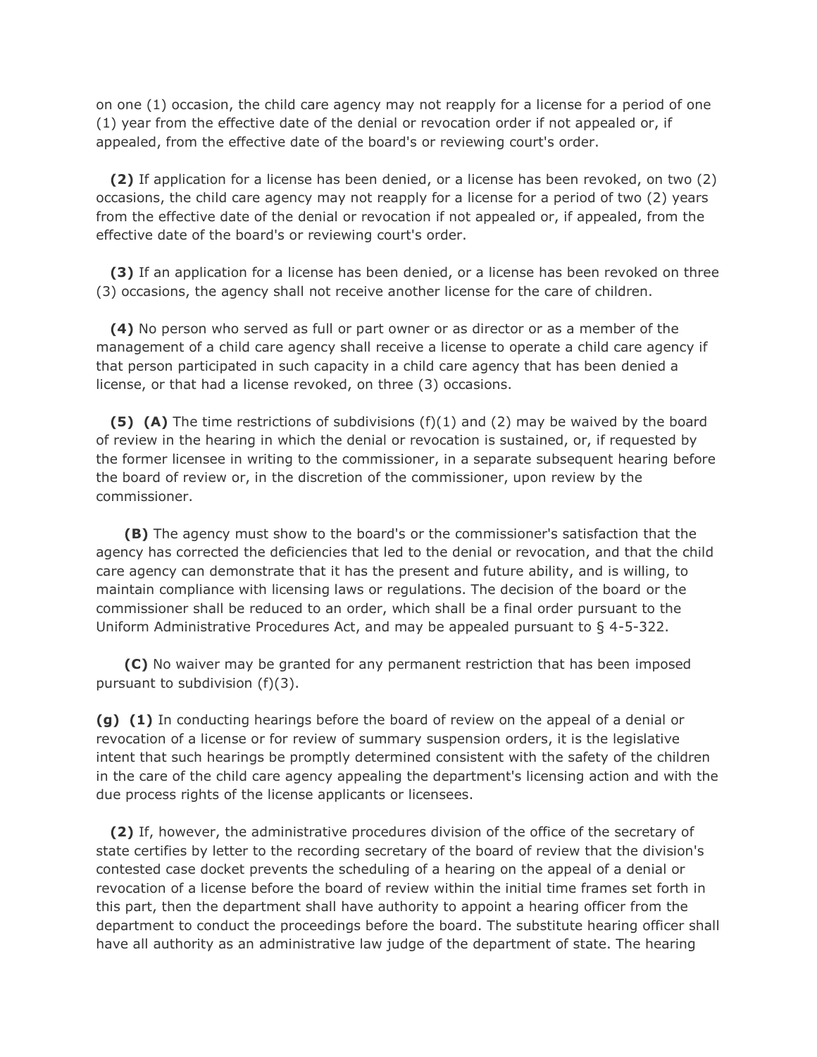on one (1) occasion, the child care agency may not reapply for a license for a period of one (1) year from the effective date of the denial or revocation order if not appealed or, if appealed, from the effective date of the board's or reviewing court's order.

**(2)** If application for a license has been denied, or a license has been revoked, on two (2) occasions, the child care agency may not reapply for a license for a period of two (2) years from the effective date of the denial or revocation if not appealed or, if appealed, from the effective date of the board's or reviewing court's order.

**(3)** If an application for a license has been denied, or a license has been revoked on three (3) occasions, the agency shall not receive another license for the care of children.

**(4)** No person who served as full or part owner or as director or as a member of the management of a child care agency shall receive a license to operate a child care agency if that person participated in such capacity in a child care agency that has been denied a license, or that had a license revoked, on three (3) occasions.

**(5)** **(A)** The time restrictions of subdivisions (f)(1) and (2) may be waived by the board of review in the hearing in which the denial or revocation is sustained, or, if requested by the former licensee in writing to the commissioner, in a separate subsequent hearing before the board of review or, in the discretion of the commissioner, upon review by the commissioner.

**(B)** The agency must show to the board's or the commissioner's satisfaction that the agency has corrected the deficiencies that led to the denial or revocation, and that the child care agency can demonstrate that it has the present and future ability, and is willing, to maintain compliance with licensing laws or regulations. The decision of the board or the commissioner shall be reduced to an order, which shall be a final order pursuant to the Uniform Administrative Procedures Act, and may be appealed pursuant to § 4-5-322.

**(C)** No waiver may be granted for any permanent restriction that has been imposed pursuant to subdivision (f)(3).

**(g)** **(1)** In conducting hearings before the board of review on the appeal of a denial or revocation of a license or for review of summary suspension orders, it is the legislative intent that such hearings be promptly determined consistent with the safety of the children in the care of the child care agency appealing the department's licensing action and with the due process rights of the license applicants or licensees.

**(2)** If, however, the administrative procedures division of the office of the secretary of state certifies by letter to the recording secretary of the board of review that the division's contested case docket prevents the scheduling of a hearing on the appeal of a denial or revocation of a license before the board of review within the initial time frames set forth in this part, then the department shall have authority to appoint a hearing officer from the department to conduct the proceedings before the board. The substitute hearing officer shall have all authority as an administrative law judge of the department of state. The hearing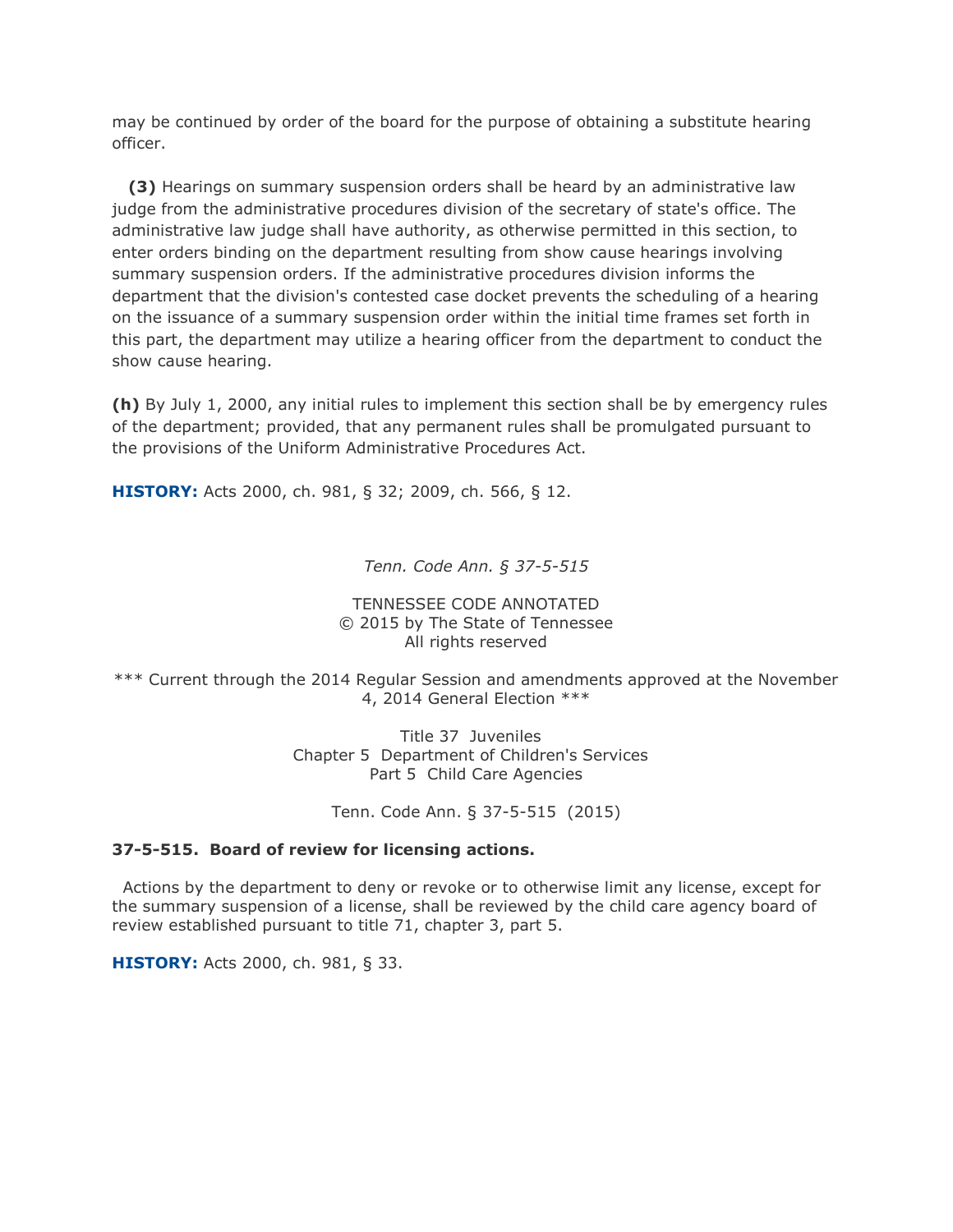may be continued by order of the board for the purpose of obtaining a substitute hearing officer.

**(3)** Hearings on summary suspension orders shall be heard by an administrative law judge from the administrative procedures division of the secretary of state's office. The administrative law judge shall have authority, as otherwise permitted in this section, to enter orders binding on the department resulting from show cause hearings involving summary suspension orders. If the administrative procedures division informs the department that the division's contested case docket prevents the scheduling of a hearing on the issuance of a summary suspension order within the initial time frames set forth in this part, the department may utilize a hearing officer from the department to conduct the show cause hearing.

**(h)** By July 1, 2000, any initial rules to implement this section shall be by emergency rules of the department; provided, that any permanent rules shall be promulgated pursuant to the provisions of the Uniform Administrative Procedures Act.

**HISTORY:** Acts 2000, ch. 981, § 32; 2009, ch. 566, § 12.

*Tenn. Code Ann. § 37-5-515*

TENNESSEE CODE ANNOTATED
© 2015 by The State of Tennessee
All rights reserved

*** Current through the 2014 Regular Session and amendments approved at the November 4, 2014 General Election ***

Title 37 Juveniles
Chapter 5 Department of Children's Services
Part 5 Child Care Agencies

Tenn. Code Ann. § 37-5-515 (2015)

**37-5-515. Board of review for licensing actions.**

Actions by the department to deny or revoke or to otherwise limit any license, except for the summary suspension of a license, shall be reviewed by the child care agency board of review established pursuant to title 71, chapter 3, part 5.

**HISTORY:** Acts 2000, ch. 981, § 33.